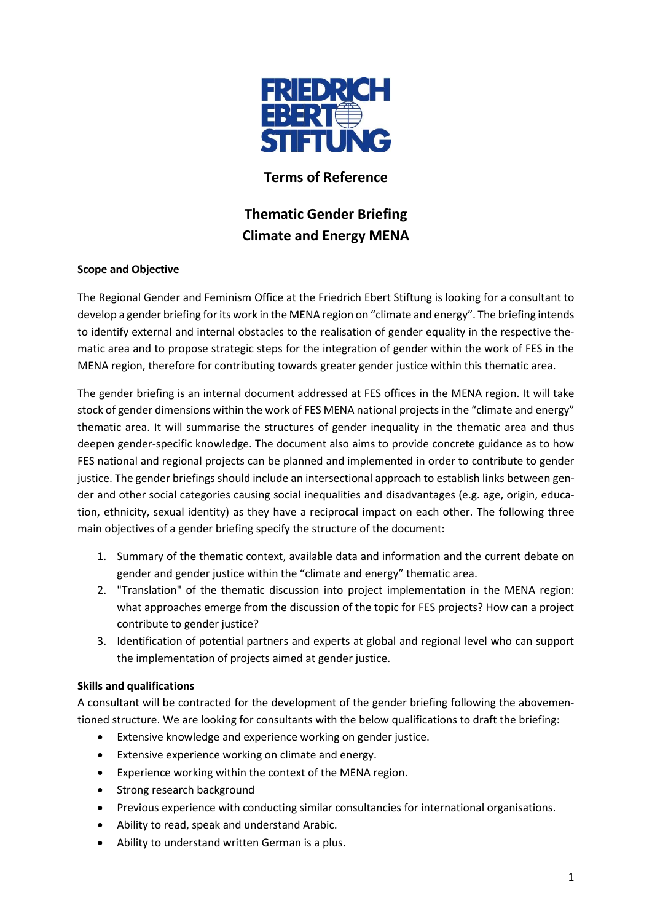# Terms of Reference

## Thematic Gender Briefing
## Climate and Energy MENA

**Scope and Objective**

The Regional Gender and Feminism Office at the Friedrich Ebert Stiftung is looking for a consultant to develop a gender briefing for its work in the MENA region on "climate and energy". The briefing intends to identify external and internal obstacles to the realisation of gender equality in the respective thematic area and to propose strategic steps for the integration of gender within the work of FES in the MENA region, therefore for contributing towards greater gender justice within this thematic area.

The gender briefing is an internal document addressed at FES offices in the MENA region. It will take stock of gender dimensions within the work of FES MENA national projects in the "climate and energy" thematic area. It will summarise the structures of gender inequality in the thematic area and thus deepen gender-specific knowledge. The document also aims to provide concrete guidance as to how FES national and regional projects can be planned and implemented in order to contribute to gender justice. The gender briefings should include an intersectional approach to establish links between gender and other social categories causing social inequalities and disadvantages (e.g. age, origin, education, ethnicity, sexual identity) as they have a reciprocal impact on each other. The following three main objectives of a gender briefing specify the structure of the document:

1. Summary of the thematic context, available data and information and the current debate on gender and gender justice within the "climate and energy" thematic area.
2. "Translation" of the thematic discussion into project implementation in the MENA region: what approaches emerge from the discussion of the topic for FES projects? How can a project contribute to gender justice?
3. Identification of potential partners and experts at global and regional level who can support the implementation of projects aimed at gender justice.

**Skills and qualifications**

A consultant will be contracted for the development of the gender briefing following the abovementioned structure. We are looking for consultants with the below qualifications to draft the briefing:

- Extensive knowledge and experience working on gender justice.
- Extensive experience working on climate and energy.
- Experience working within the context of the MENA region.
- Strong research background
- Previous experience with conducting similar consultancies for international organisations.
- Ability to read, speak and understand Arabic.
- Ability to understand written German is a plus.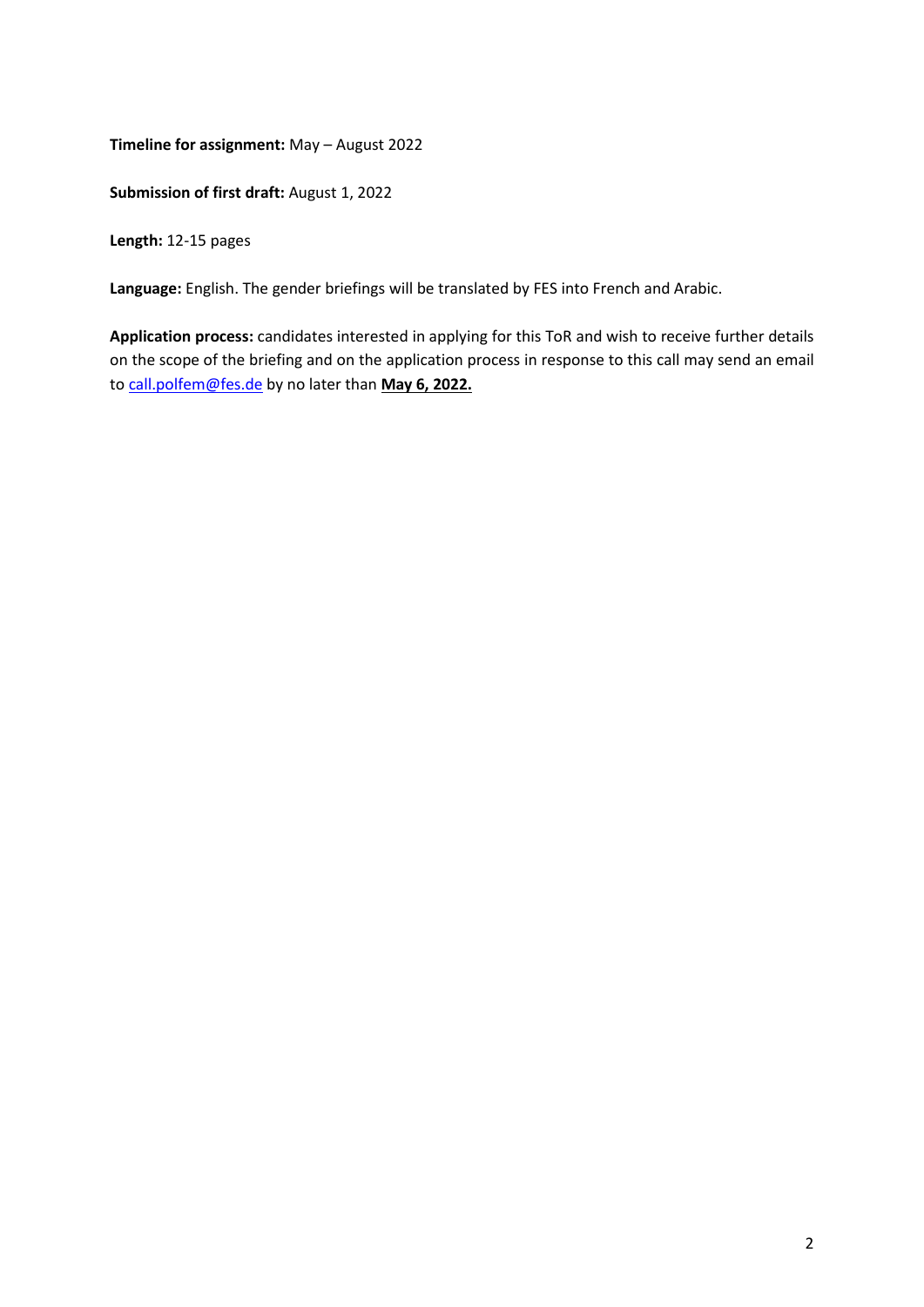**Timeline for assignment:** May – August 2022

**Submission of first draft:** August 1, 2022

**Length:** 12-15 pages

**Language:** English. The gender briefings will be translated by FES into French and Arabic.

**Application process:** candidates interested in applying for this ToR and wish to receive further details on the scope of the briefing and on the application process in response to this call may send an email to call.polfem@fes.de by no later than **May 6, 2022.**